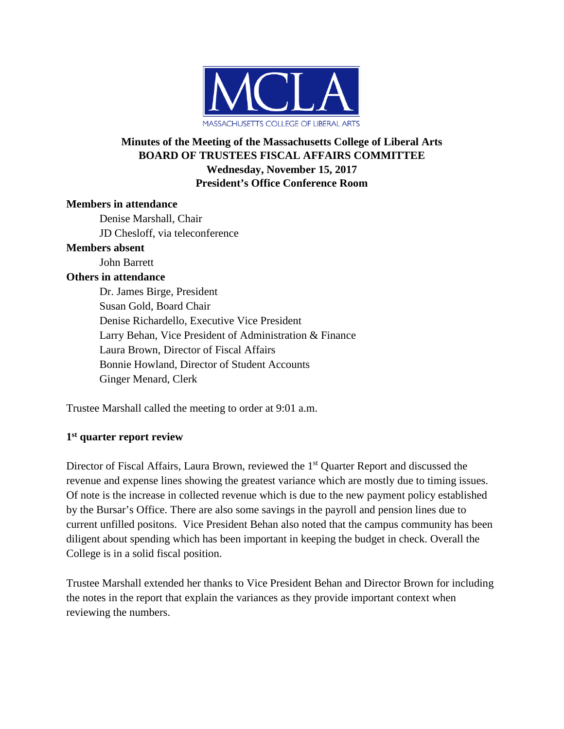MCLA

MASSACHUSETTS COLLEGE OF LIBERAL ARTS

**Minutes of the Meeting of the Massachusetts College of Liberal Arts**
**BOARD OF TRUSTEES FISCAL AFFAIRS COMMITTEE**
**Wednesday, November 15, 2017**
**President's Office Conference Room**

**Members in attendance**

Denise Marshall, Chair
JD Chesloff, via teleconference

**Members absent**

John Barrett

**Others in attendance**

Dr. James Birge, President
Susan Gold, Board Chair
Denise Richardello, Executive Vice President
Larry Behan, Vice President of Administration & Finance
Laura Brown, Director of Fiscal Affairs
Bonnie Howland, Director of Student Accounts
Ginger Menard, Clerk

Trustee Marshall called the meeting to order at 9:01 a.m.

**1st quarter report review**

Director of Fiscal Affairs, Laura Brown, reviewed the 1st Quarter Report and discussed the revenue and expense lines showing the greatest variance which are mostly due to timing issues. Of note is the increase in collected revenue which is due to the new payment policy established by the Bursar's Office. There are also some savings in the payroll and pension lines due to current unfilled positons. Vice President Behan also noted that the campus community has been diligent about spending which has been important in keeping the budget in check. Overall the College is in a solid fiscal position.

Trustee Marshall extended her thanks to Vice President Behan and Director Brown for including the notes in the report that explain the variances as they provide important context when reviewing the numbers.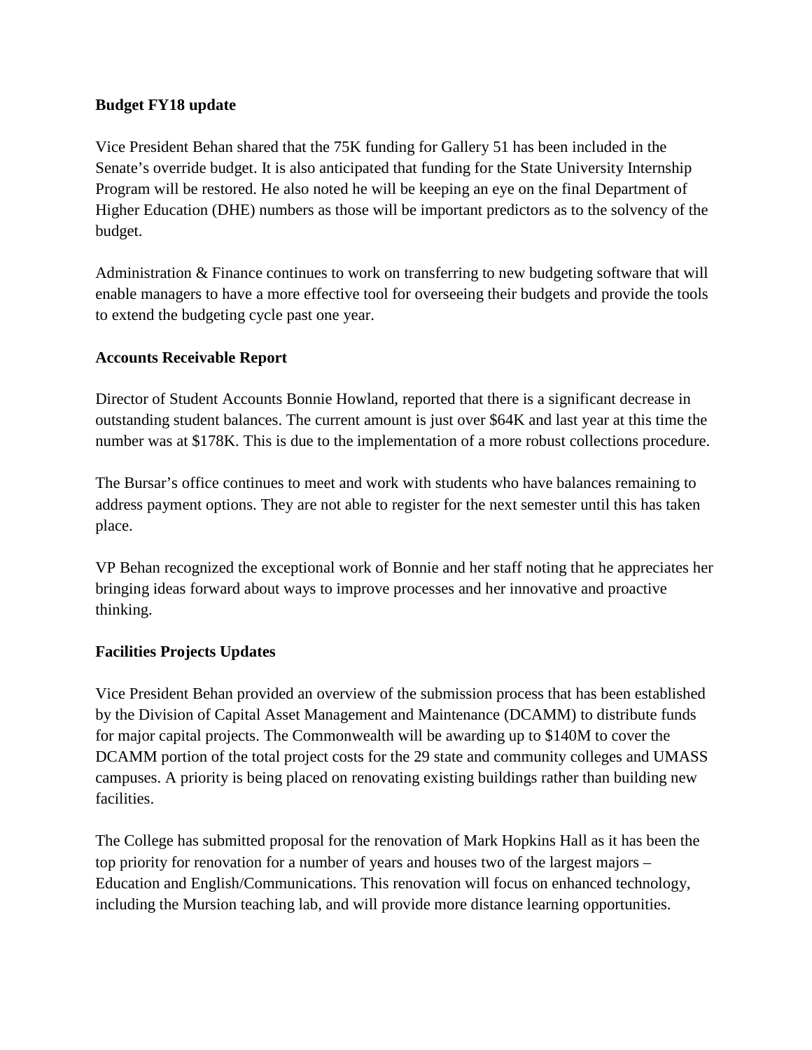**Budget FY18 update**

Vice President Behan shared that the 75K funding for Gallery 51 has been included in the Senate's override budget. It is also anticipated that funding for the State University Internship Program will be restored. He also noted he will be keeping an eye on the final Department of Higher Education (DHE) numbers as those will be important predictors as to the solvency of the budget.

Administration & Finance continues to work on transferring to new budgeting software that will enable managers to have a more effective tool for overseeing their budgets and provide the tools to extend the budgeting cycle past one year.

**Accounts Receivable Report**

Director of Student Accounts Bonnie Howland, reported that there is a significant decrease in outstanding student balances. The current amount is just over $64K and last year at this time the number was at $178K. This is due to the implementation of a more robust collections procedure.

The Bursar's office continues to meet and work with students who have balances remaining to address payment options. They are not able to register for the next semester until this has taken place.

VP Behan recognized the exceptional work of Bonnie and her staff noting that he appreciates her bringing ideas forward about ways to improve processes and her innovative and proactive thinking.

**Facilities Projects Updates**

Vice President Behan provided an overview of the submission process that has been established by the Division of Capital Asset Management and Maintenance (DCAMM) to distribute funds for major capital projects. The Commonwealth will be awarding up to $140M to cover the DCAMM portion of the total project costs for the 29 state and community colleges and UMASS campuses. A priority is being placed on renovating existing buildings rather than building new facilities.

The College has submitted proposal for the renovation of Mark Hopkins Hall as it has been the top priority for renovation for a number of years and houses two of the largest majors – Education and English/Communications. This renovation will focus on enhanced technology, including the Mursion teaching lab, and will provide more distance learning opportunities.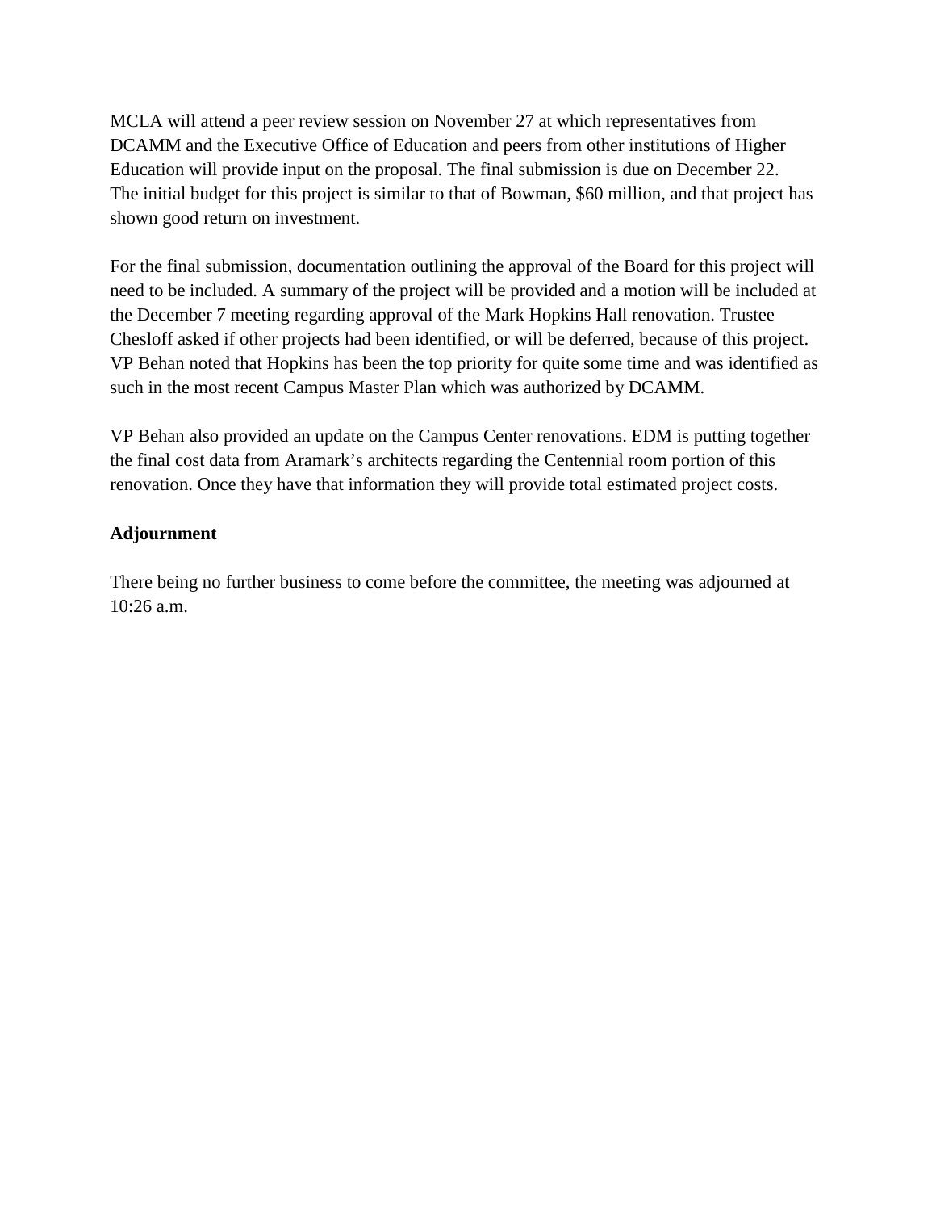MCLA will attend a peer review session on November 27 at which representatives from DCAMM and the Executive Office of Education and peers from other institutions of Higher Education will provide input on the proposal. The final submission is due on December 22. The initial budget for this project is similar to that of Bowman, $60 million, and that project has shown good return on investment.

For the final submission, documentation outlining the approval of the Board for this project will need to be included. A summary of the project will be provided and a motion will be included at the December 7 meeting regarding approval of the Mark Hopkins Hall renovation. Trustee Chesloff asked if other projects had been identified, or will be deferred, because of this project. VP Behan noted that Hopkins has been the top priority for quite some time and was identified as such in the most recent Campus Master Plan which was authorized by DCAMM.

VP Behan also provided an update on the Campus Center renovations. EDM is putting together the final cost data from Aramark's architects regarding the Centennial room portion of this renovation. Once they have that information they will provide total estimated project costs.

**Adjournment**

There being no further business to come before the committee, the meeting was adjourned at 10:26 a.m.